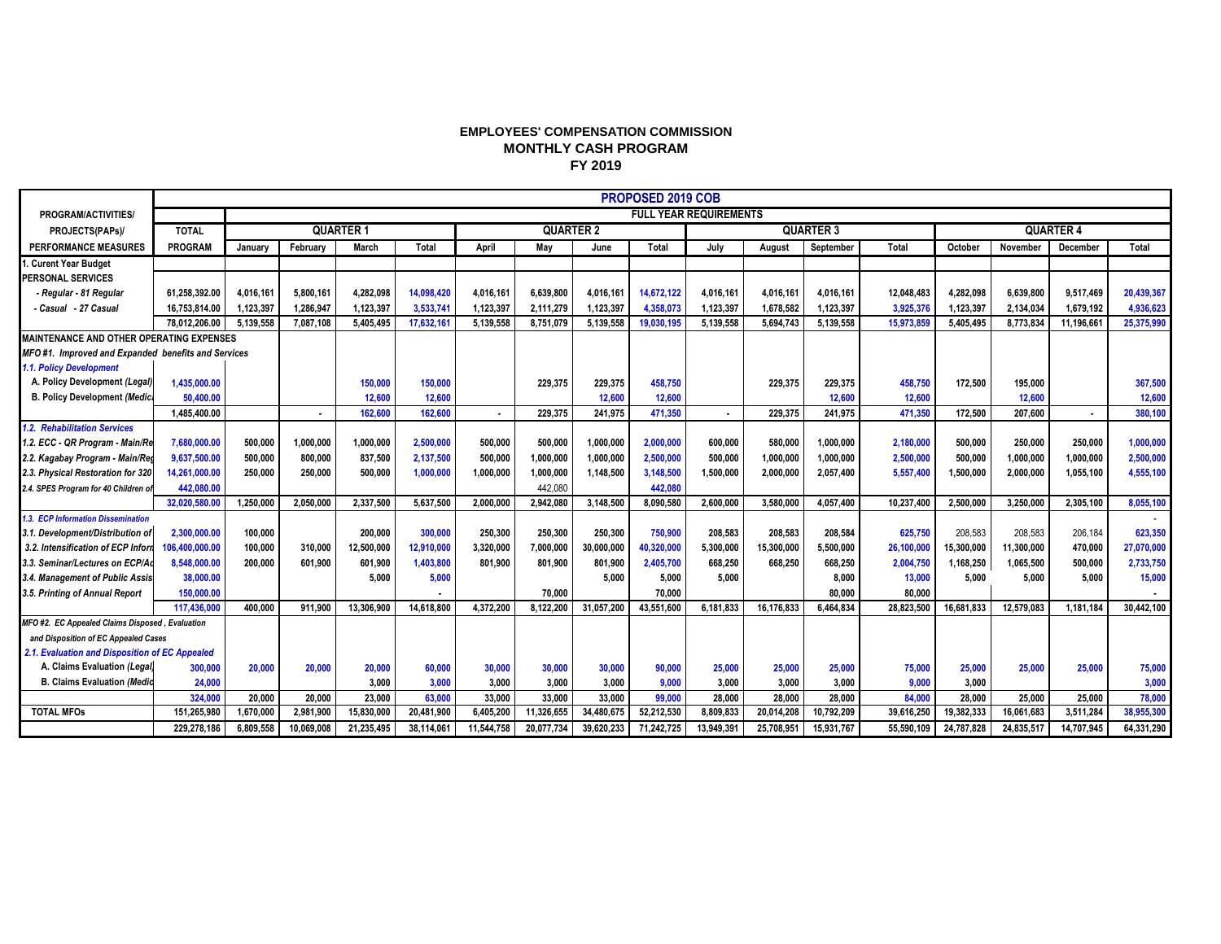# EMPLOYEES' COMPENSATION COMMISSION
## MONTHLY CASH PROGRAM
## FY 2019

| PROGRAM/ACTIVITIES/ PROJECTS(PAPs)/ PERFORMANCE MEASURES | PROPOSED 2019 COB | | | | | | | | | | | | | | | | | |
|---|---|---|---|---|---|---|---|---|---|---|---|---|---|---|---|---|---|---|
| | FULL YEAR REQUIREMENTS | | | | | | | | | | | | | | | | | |
| | TOTAL | QUARTER 1 | | | | QUARTER 2 | | | | QUARTER 3 | | | | QUARTER 4 | | | |
| | PROGRAM | January | February | March | Total | April | May | June | Total | July | August | September | Total | October | November | December | Total |
| 1. Curent Year Budget | | | | | | | | | | | | | | | | | |
| PERSONAL SERVICES | | | | | | | | | | | | | | | | | |
| *- Regular - 81 Regular* | 61,258,392.00 | 4,016,161 | 5,800,161 | 4,282,098 | 14,098,420 | 4,016,161 | 6,639,800 | 4,016,161 | 14,672,122 | 4,016,161 | 4,016,161 | 4,016,161 | 12,048,483 | 4,282,098 | 6,639,800 | 9,517,469 | 20,439,367 |
| *- Casual - 27 Casual* | 16,753,814.00 | 1,123,397 | 1,286,947 | 1,123,397 | 3,533,741 | 1,123,397 | 2,111,279 | 1,123,397 | 4,358,073 | 1,123,397 | 1,678,582 | 1,123,397 | 3,925,376 | 1,123,397 | 2,134,034 | 1,679,192 | 4,936,623 |
| | 78,012,206.00 | 5,139,558 | 7,087,108 | 5,405,495 | 17,632,161 | 5,139,558 | 8,751,079 | 5,139,558 | 19,030,195 | 5,139,558 | 5,694,743 | 5,139,558 | 15,973,859 | 5,405,495 | 8,773,834 | 11,196,661 | 25,375,990 |
| MAINTENANCE AND OTHER OPERATING EXPENSES | | | | | | | | | | | | | | | | | |
| *MFO #1. Improved and Expanded benefits and Services* | | | | | | | | | | | | | | | | | |
| *1.1. Policy Development* | | | | | | | | | | | | | | | | | |
| A. Policy Development *(Legal)* | 1,435,000.00 | | | 150,000 | 150,000 | | 229,375 | 229,375 | 458,750 | | 229,375 | 229,375 | 458,750 | 172,500 | 195,000 | | 367,500 |
| B. Policy Development *(Medica* | 50,400.00 | | | 12,600 | 12,600 | | | 12,600 | 12,600 | | | 12,600 | 12,600 | | 12,600 | | 12,600 |
| | 1,485,400.00 | | - | 162,600 | 162,600 | - | 229,375 | 241,975 | 471,350 | - | 229,375 | 241,975 | 471,350 | 172,500 | 207,600 | - | 380,100 |
| *1.2. Rehabilitation Services* | | | | | | | | | | | | | | | | | |
| *1.2. ECC - QR Program - Main/Re* | 7,680,000.00 | 500,000 | 1,000,000 | 1,000,000 | 2,500,000 | 500,000 | 500,000 | 1,000,000 | 2,000,000 | 600,000 | 580,000 | 1,000,000 | 2,180,000 | 500,000 | 250,000 | 250,000 | 1,000,000 |
| *2.2. Kagabay Program - Main/Reg* | 9,637,500.00 | 500,000 | 800,000 | 837,500 | 2,137,500 | 500,000 | 1,000,000 | 1,000,000 | 2,500,000 | 500,000 | 1,000,000 | 1,000,000 | 2,500,000 | 500,000 | 1,000,000 | 1,000,000 | 2,500,000 |
| *2.3. Physical Restoration for 320* | 14,261,000.00 | 250,000 | 250,000 | 500,000 | 1,000,000 | 1,000,000 | 1,000,000 | 1,148,500 | 3,148,500 | 1,500,000 | 2,000,000 | 2,057,400 | 5,557,400 | 1,500,000 | 2,000,000 | 1,055,100 | 4,555,100 |
| *2.4. SPES Program for 40 Children of* | 442,080.00 | | | | | | 442,080 | | 442,080 | | | | | | | | |
| | 32,020,580.00 | 1,250,000 | 2,050,000 | 2,337,500 | 5,637,500 | 2,000,000 | 2,942,080 | 3,148,500 | 8,090,580 | 2,600,000 | 3,580,000 | 4,057,400 | 10,237,400 | 2,500,000 | 3,250,000 | 2,305,100 | 8,055,100 |
| *1.3. ECP Information Dissemination* | | | | | | | | | | | | | | | | | - |
| *3.1. Development/Distribution of* | 2,300,000.00 | 100,000 | | 200,000 | 300,000 | 250,300 | 250,300 | 250,300 | 750,900 | 208,583 | 208,583 | 208,584 | 625,750 | 208,583 | 208,583 | 206,184 | 623,350 |
| *3.2. Intensification of ECP Inform* | 106,400,000.00 | 100,000 | 310,000 | 12,500,000 | 12,910,000 | 3,320,000 | 7,000,000 | 30,000,000 | 40,320,000 | 5,300,000 | 15,300,000 | 5,500,000 | 26,100,000 | 15,300,000 | 11,300,000 | 470,000 | 27,070,000 |
| *3.3. Seminar/Lectures on ECP/Ac* | 8,548,000.00 | 200,000 | 601,900 | 601,900 | 1,403,800 | 801,900 | 801,900 | 801,900 | 2,405,700 | 668,250 | 668,250 | 668,250 | 2,004,750 | 1,168,250 | 1,065,500 | 500,000 | 2,733,750 |
| *3.4. Management of Public Assis* | 38,000.00 | | | 5,000 | 5,000 | | | 5,000 | 5,000 | 5,000 | | 8,000 | 13,000 | 5,000 | 5,000 | 5,000 | 15,000 |
| *3.5. Printing of Annual Report* | 150,000.00 | | | | - | | 70,000 | | 70,000 | | | 80,000 | 80,000 | | | | - |
| | 117,436,000 | 400,000 | 911,900 | 13,306,900 | 14,618,800 | 4,372,200 | 8,122,200 | 31,057,200 | 43,551,600 | 6,181,833 | 16,176,833 | 6,464,834 | 28,823,500 | 16,681,833 | 12,579,083 | 1,181,184 | 30,442,100 |
| *MFO #2. EC Appealed Claims Disposed , Evaluation and Disposition of EC Appealed Cases* | | | | | | | | | | | | | | | | | |
| *2.1. Evaluation and Disposition of EC Appealed* | | | | | | | | | | | | | | | | | |
| A. Claims Evaluation *(Legal)* | 300,000 | 20,000 | 20,000 | 20,000 | 60,000 | 30,000 | 30,000 | 30,000 | 90,000 | 25,000 | 25,000 | 25,000 | 75,000 | 25,000 | 25,000 | 25,000 | 75,000 |
| B. Claims Evaluation *(Medic* | 24,000 | | | 3,000 | 3,000 | 3,000 | 3,000 | 3,000 | 9,000 | 3,000 | 3,000 | 3,000 | 9,000 | 3,000 | | | 3,000 |
| | 324,000 | 20,000 | 20,000 | 23,000 | 63,000 | 33,000 | 33,000 | 33,000 | 99,000 | 28,000 | 28,000 | 28,000 | 84,000 | 28,000 | 25,000 | 25,000 | 78,000 |
| TOTAL MFOs | 151,265,980 | 1,670,000 | 2,981,900 | 15,830,000 | 20,481,900 | 6,405,200 | 11,326,655 | 34,480,675 | 52,212,530 | 8,809,833 | 20,014,208 | 10,792,209 | 39,616,250 | 19,382,333 | 16,061,683 | 3,511,284 | 38,955,300 |
| | 229,278,186 | 6,809,558 | 10,069,008 | 21,235,495 | 38,114,061 | 11,544,758 | 20,077,734 | 39,620,233 | 71,242,725 | 13,949,391 | 25,708,951 | 15,931,767 | 55,590,109 | 24,787,828 | 24,835,517 | 14,707,945 | 64,331,290 |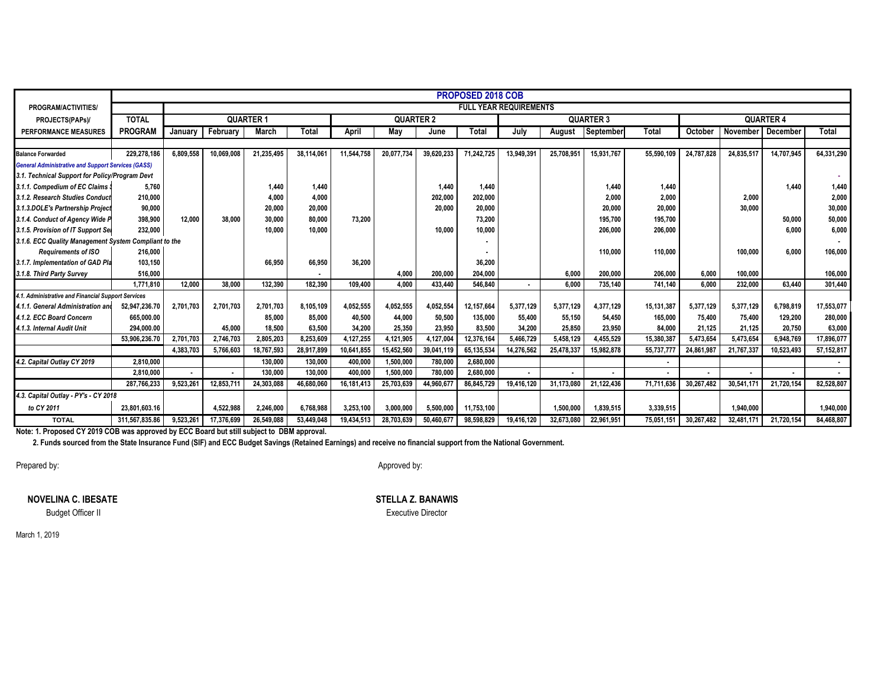| PROGRAM/ACTIVITIES/ PROJECTS(PAPs)/ PERFORMANCE MEASURES | PROPOSED 2018 COB | | | | | | | | | | | | | | | | |
|---|---|---|---|---|---|---|---|---|---|---|---|---|---|---|---|---|---|
| | FULL YEAR REQUIREMENTS | | | | | | | | | | | | | | | | |
| | TOTAL | QUARTER 1 | | | | QUARTER 2 | | | | QUARTER 3 | | | | QUARTER 4 | | | |
| | PROGRAM | January | February | March | Total | April | May | June | Total | July | August | September | Total | October | November | December | Total |
| Balance Forwarded | 229,278,186 | 6,809,558 | 10,069,008 | 21,235,495 | 38,114,061 | 11,544,758 | 20,077,734 | 39,620,233 | 71,242,725 | 13,949,391 | 25,708,951 | 15,931,767 | 55,590,109 | 24,787,828 | 24,835,517 | 14,707,945 | 64,331,290 |
| *General Administrative and Support Services (GASS)* | | | | | | | | | | | | | | | | | |
| *3.1. Technical Support for Policy/Program Devt* | | | | | | | | | | | | | | | | | - |
| *3.1.1. Compedium of EC Claims S* | 5,760 | | | 1,440 | 1,440 | | | 1,440 | 1,440 | | | 1,440 | 1,440 | | | 1,440 | 1,440 |
| *3.1.2. Research Studies Conduct* | 210,000 | | | 4,000 | 4,000 | | | 202,000 | 202,000 | | | 2,000 | 2,000 | | 2,000 | | 2,000 |
| *3.1.3.DOLE's Partnership Project* | 90,000 | | | 20,000 | 20,000 | | | 20,000 | 20,000 | | | 20,000 | 20,000 | | 30,000 | | 30,000 |
| *3.1.4. Conduct of Agency Wide P* | 398,900 | 12,000 | 38,000 | 30,000 | 80,000 | 73,200 | | | 73,200 | | | 195,700 | 195,700 | | | 50,000 | 50,000 |
| *3.1.5. Provision of IT Support Se* | 232,000 | | | 10,000 | 10,000 | | | 10,000 | 10,000 | | | 206,000 | 206,000 | | | 6,000 | 6,000 |
| *3.1.6. ECC Quality Management System Compliant to the* | | | | | | | | | - | | | | | | | | - |
| *Requirements of ISO* | 216,000 | | | | | | | | - | | | 110,000 | 110,000 | | 100,000 | 6,000 | 106,000 |
| *3.1.7. Implementation of GAD Pla* | 103,150 | | | 66,950 | 66,950 | 36,200 | | | 36,200 | | | | | | | | |
| *3.1.8. Third Party Survey* | 516,000 | | | | - | | 4,000 | 200,000 | 204,000 | | 6,000 | 200,000 | 206,000 | 6,000 | 100,000 | | 106,000 |
| | 1,771,810 | 12,000 | 38,000 | 132,390 | 182,390 | 109,400 | 4,000 | 433,440 | 546,840 | - | 6,000 | 735,140 | 741,140 | 6,000 | 232,000 | 63,440 | 301,440 |
| *4.1. Administrative and Financial Support Services* | | | | | | | | | | | | | | | | | |
| *4.1.1. General Administration and* | 52,947,236.70 | 2,701,703 | 2,701,703 | 2,701,703 | 8,105,109 | 4,052,555 | 4,052,555 | 4,052,554 | 12,157,664 | 5,377,129 | 5,377,129 | 4,377,129 | 15,131,387 | 5,377,129 | 5,377,129 | 6,798,819 | 17,553,077 |
| *4.1.2. ECC Board Concern* | 665,000.00 | | | 85,000 | 85,000 | 40,500 | 44,000 | 50,500 | 135,000 | 55,400 | 55,150 | 54,450 | 165,000 | 75,400 | 75,400 | 129,200 | 280,000 |
| *4.1.3. Internal Audit Unit* | 294,000.00 | | 45,000 | 18,500 | 63,500 | 34,200 | 25,350 | 23,950 | 83,500 | 34,200 | 25,850 | 23,950 | 84,000 | 21,125 | 21,125 | 20,750 | 63,000 |
| | 53,906,236.70 | 2,701,703 | 2,746,703 | 2,805,203 | 8,253,609 | 4,127,255 | 4,121,905 | 4,127,004 | 12,376,164 | 5,466,729 | 5,458,129 | 4,455,529 | 15,380,387 | 5,473,654 | 5,473,654 | 6,948,769 | 17,896,077 |
| | | 4,383,703 | 5,766,603 | 18,767,593 | 28,917,899 | 10,641,855 | 15,452,560 | 39,041,119 | 65,135,534 | 14,276,562 | 25,478,337 | 15,982,878 | 55,737,777 | 24,861,987 | 21,767,337 | 10,523,493 | 57,152,817 |
| *4.2. Capital Outlay CY 2019* | 2,810,000 | | | 130,000 | 130,000 | 400,000 | 1,500,000 | 780,000 | 2,680,000 | | | | - | | | | - |
| | 2,810,000 | - | - | 130,000 | 130,000 | 400,000 | 1,500,000 | 780,000 | 2,680,000 | - | - | - | - | - | - | - | - |
| | 287,766,233 | 9,523,261 | 12,853,711 | 24,303,088 | 46,680,060 | 16,181,413 | 25,703,639 | 44,960,677 | 86,845,729 | 19,416,120 | 31,173,080 | 21,122,436 | 71,711,636 | 30,267,482 | 30,541,171 | 21,720,154 | 82,528,807 |
| *4.3. Capital Outlay - PY's - CY 2018* | | | | | | | | | | | | | | | | | |
| *to CY 2011* | 23,801,603.16 | | 4,522,988 | 2,246,000 | 6,768,988 | 3,253,100 | 3,000,000 | 5,500,000 | 11,753,100 | | 1,500,000 | 1,839,515 | 3,339,515 | | 1,940,000 | | 1,940,000 |
| **TOTAL** | 311,567,835.86 | 9,523,261 | 17,376,699 | 26,549,088 | 53,449,048 | 19,434,513 | 28,703,639 | 50,460,677 | 98,598,829 | 19,416,120 | 32,673,080 | 22,961,951 | 75,051,151 | 30,267,482 | 32,481,171 | 21,720,154 | 84,468,807 |

**Note: 1. Proposed CY 2019 COB was approved by ECC Board but still subject to DBM approval.**

**2. Funds sourced from the State Insurance Fund (SIF) and ECC Budget Savings (Retained Earnings) and receive no financial support from the National Government.**

Prepared by:

**NOVELINA C. IBESATE**
Budget Officer II

Approved by:

**STELLA Z. BANAWIS**
Executive Director

March 1, 2019